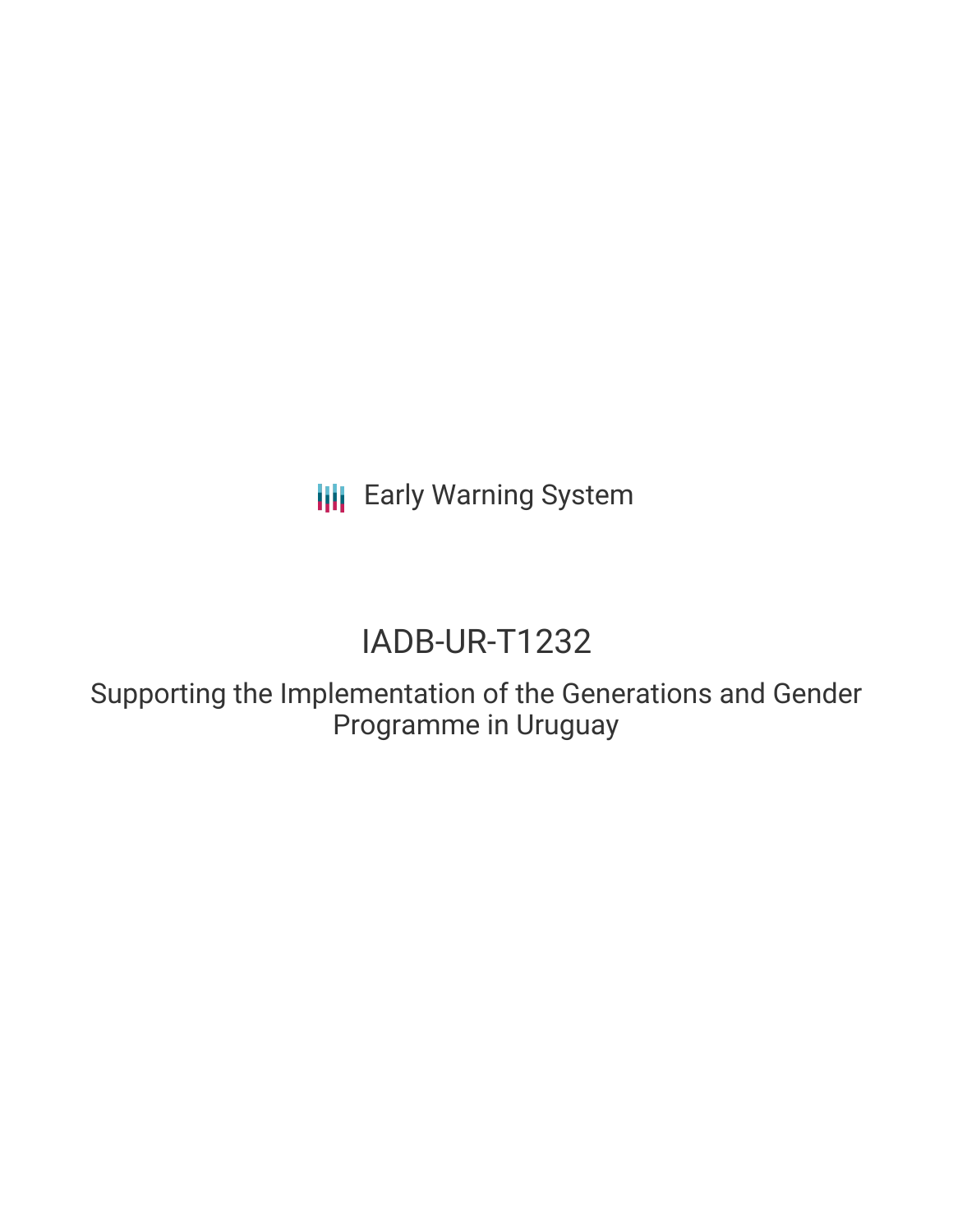Early Warning System

# IADB-UR-T1232

## Supporting the Implementation of the Generations and Gender Programme in Uruguay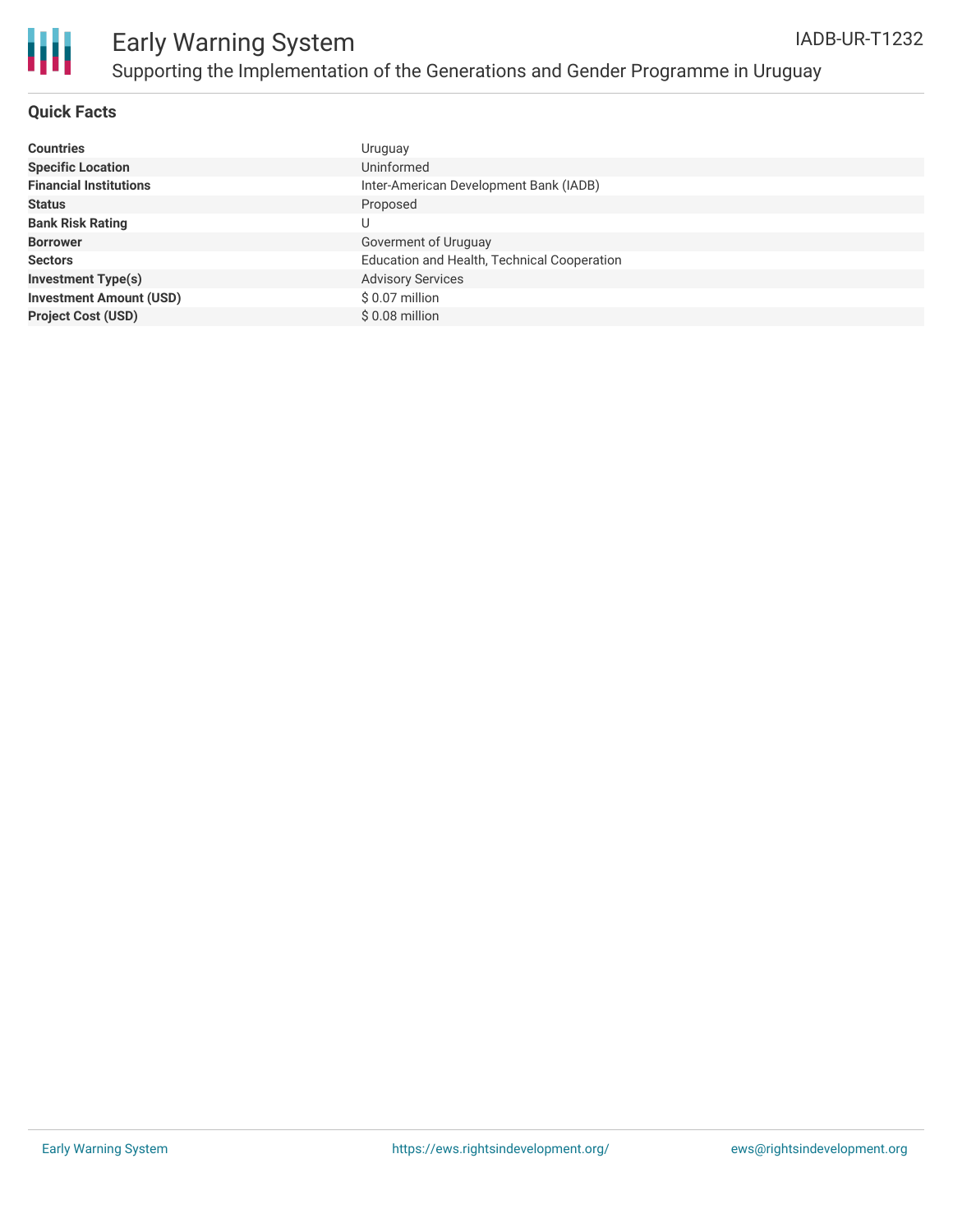# Early Warning System

## Supporting the Implementation of the Generations and Gender Programme in Uruguay

IADB-UR-T1232

### Quick Facts

| | |
|---|---|
| **Countries** | Uruguay |
| **Specific Location** | Uninformed |
| **Financial Institutions** | Inter-American Development Bank (IADB) |
| **Status** | Proposed |
| **Bank Risk Rating** | U |
| **Borrower** | Goverment of Uruguay |
| **Sectors** | Education and Health, Technical Cooperation |
| **Investment Type(s)** | Advisory Services |
| **Investment Amount (USD)** | $ 0.07 million |
| **Project Cost (USD)** | $ 0.08 million |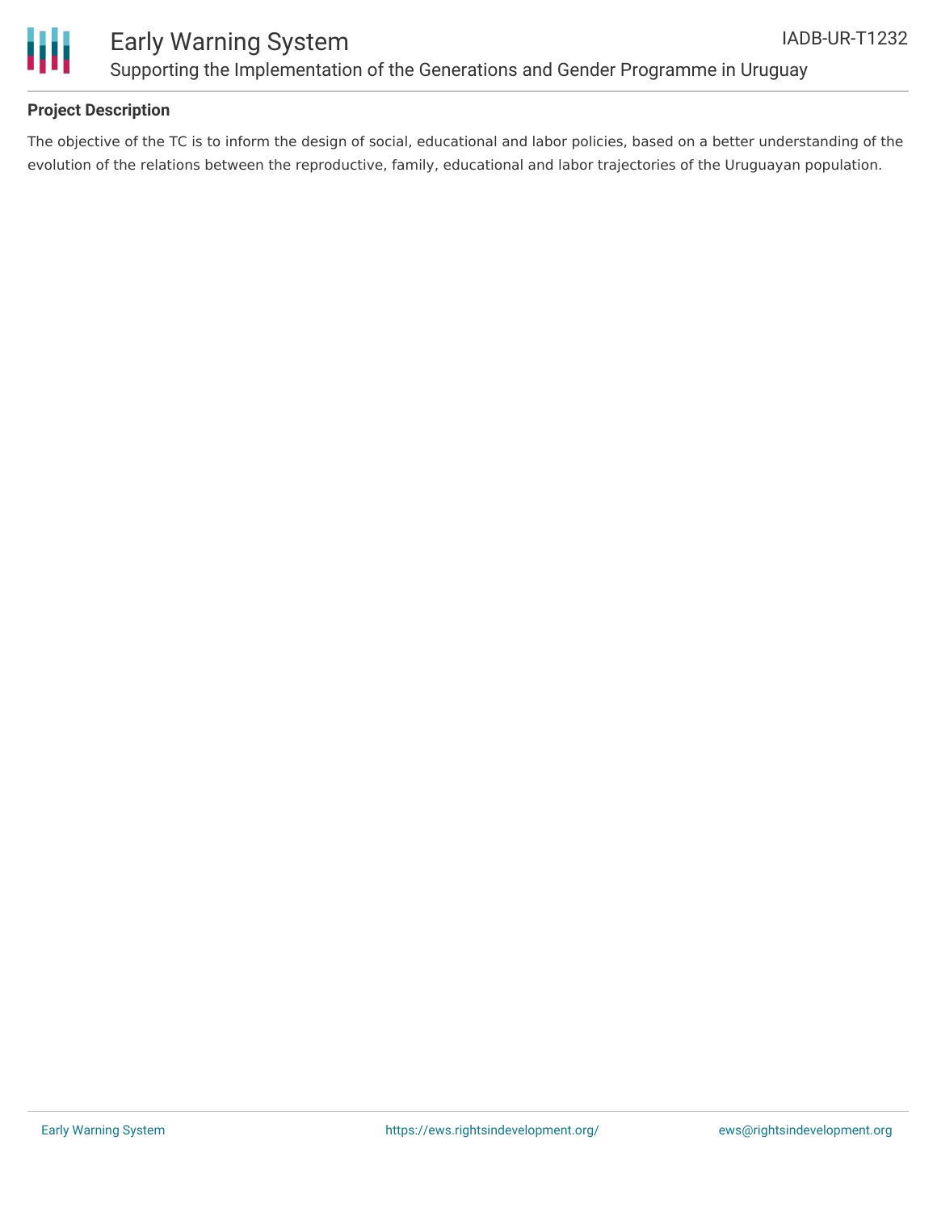## Project Description

The objective of the TC is to inform the design of social, educational and labor policies, based on a better understanding of the evolution of the relations between the reproductive, family, educational and labor trajectories of the Uruguayan population.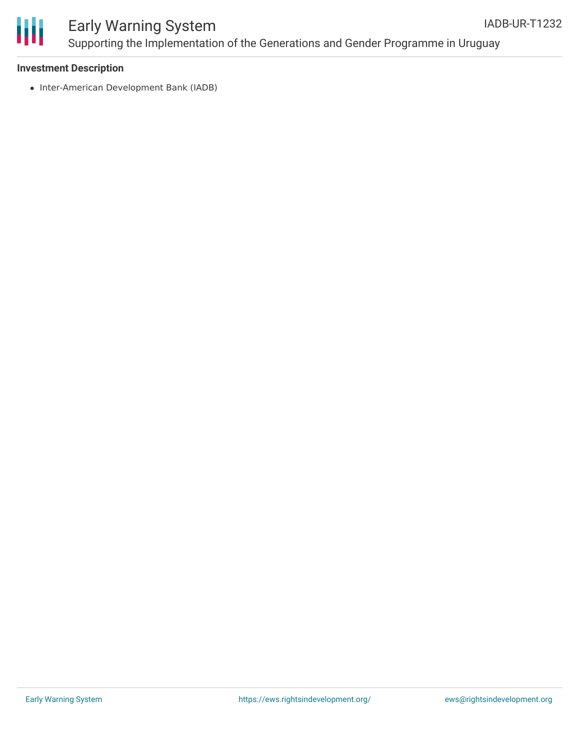**Investment Description**

- Inter-American Development Bank (IADB)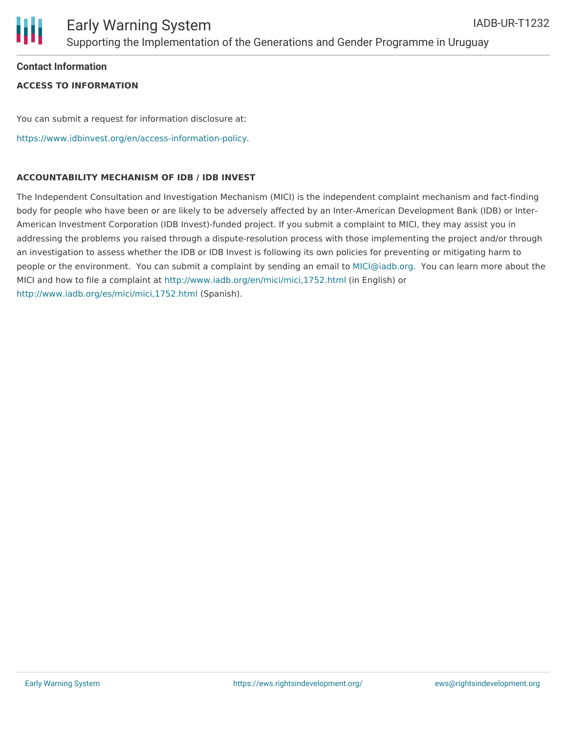## Contact Information

**ACCESS TO INFORMATION**

You can submit a request for information disclosure at:

https://www.idbinvest.org/en/access-information-policy.

**ACCOUNTABILITY MECHANISM OF IDB / IDB INVEST**

The Independent Consultation and Investigation Mechanism (MICI) is the independent complaint mechanism and fact-finding body for people who have been or are likely to be adversely affected by an Inter-American Development Bank (IDB) or Inter-American Investment Corporation (IDB Invest)-funded project. If you submit a complaint to MICI, they may assist you in addressing the problems you raised through a dispute-resolution process with those implementing the project and/or through an investigation to assess whether the IDB or IDB Invest is following its own policies for preventing or mitigating harm to people or the environment. You can submit a complaint by sending an email to MICI@iadb.org. You can learn more about the MICI and how to file a complaint at http://www.iadb.org/en/mici/mici,1752.html (in English) or http://www.iadb.org/es/mici/mici,1752.html (Spanish).